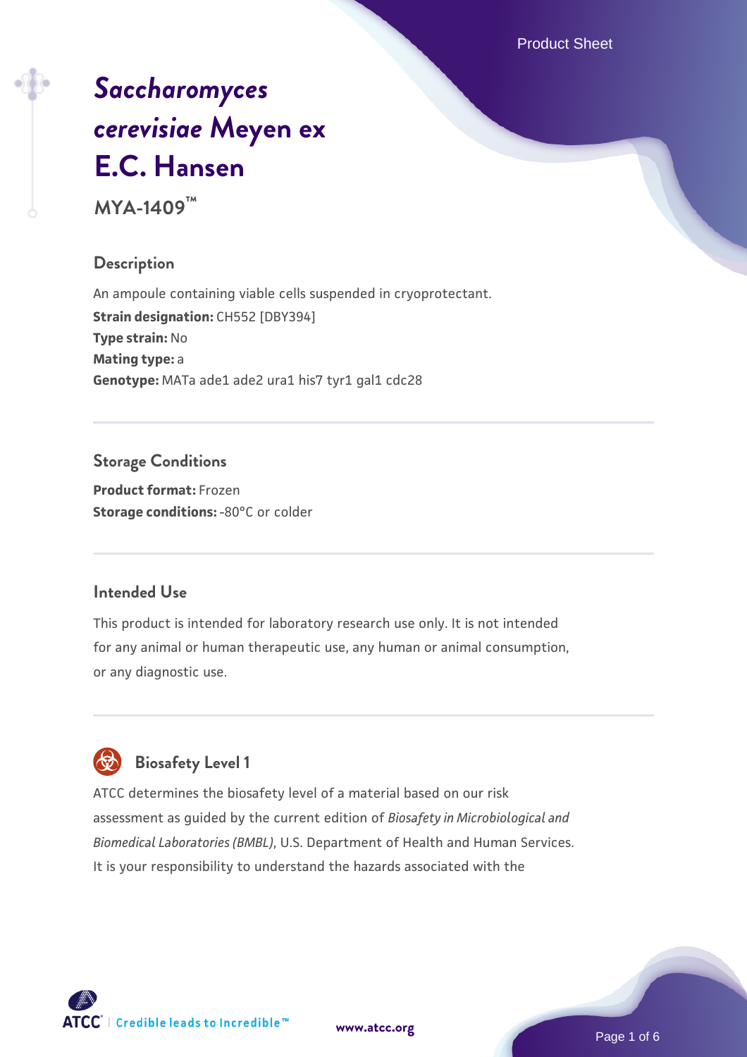# *Saccharomyces cerevisiae* Meyen ex E.C. Hansen

**MYA-1409™**

## Description

An ampoule containing viable cells suspended in cryoprotectant.

**Strain designation:** CH552 [DBY394]

**Type strain:** No

**Mating type:** a

**Genotype:** MATa ade1 ade2 ura1 his7 tyr1 gal1 cdc28

## Storage Conditions

**Product format:** Frozen

**Storage conditions:** -80°C or colder

## Intended Use

This product is intended for laboratory research use only. It is not intended for any animal or human therapeutic use, any human or animal consumption, or any diagnostic use.

## Biosafety Level 1

ATCC determines the biosafety level of a material based on our risk assessment as guided by the current edition of *Biosafety in Microbiological and Biomedical Laboratories (BMBL)*, U.S. Department of Health and Human Services. It is your responsibility to understand the hazards associated with the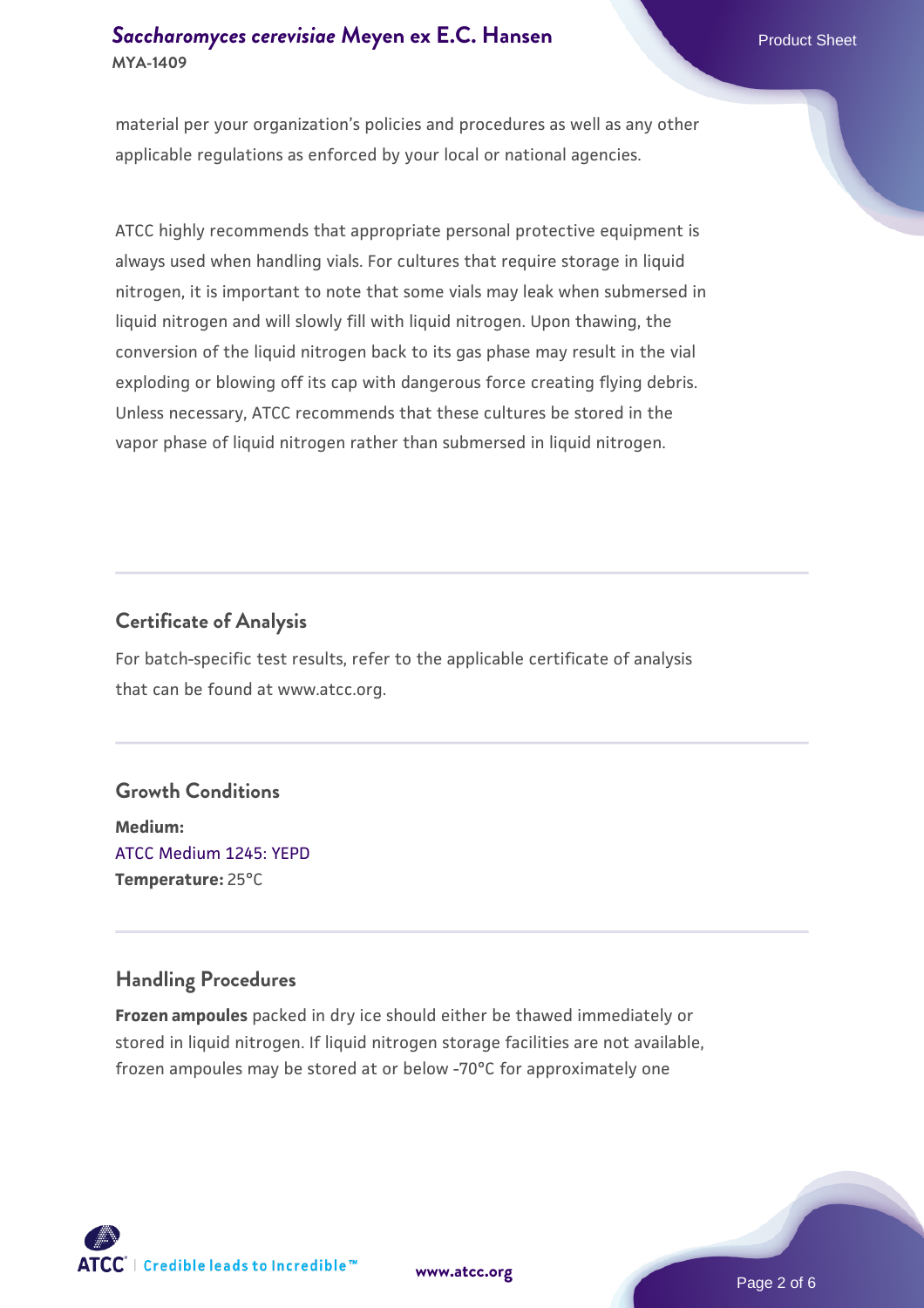material per your organization's policies and procedures as well as any other applicable regulations as enforced by your local or national agencies.

ATCC highly recommends that appropriate personal protective equipment is always used when handling vials. For cultures that require storage in liquid nitrogen, it is important to note that some vials may leak when submersed in liquid nitrogen and will slowly fill with liquid nitrogen. Upon thawing, the conversion of the liquid nitrogen back to its gas phase may result in the vial exploding or blowing off its cap with dangerous force creating flying debris. Unless necessary, ATCC recommends that these cultures be stored in the vapor phase of liquid nitrogen rather than submersed in liquid nitrogen.

## Certificate of Analysis

For batch-specific test results, refer to the applicable certificate of analysis that can be found at www.atcc.org.

## Growth Conditions

**Medium:**
ATCC Medium 1245: YEPD
**Temperature:** 25°C

## Handling Procedures

**Frozen ampoules** packed in dry ice should either be thawed immediately or stored in liquid nitrogen. If liquid nitrogen storage facilities are not available, frozen ampoules may be stored at or below -70°C for approximately one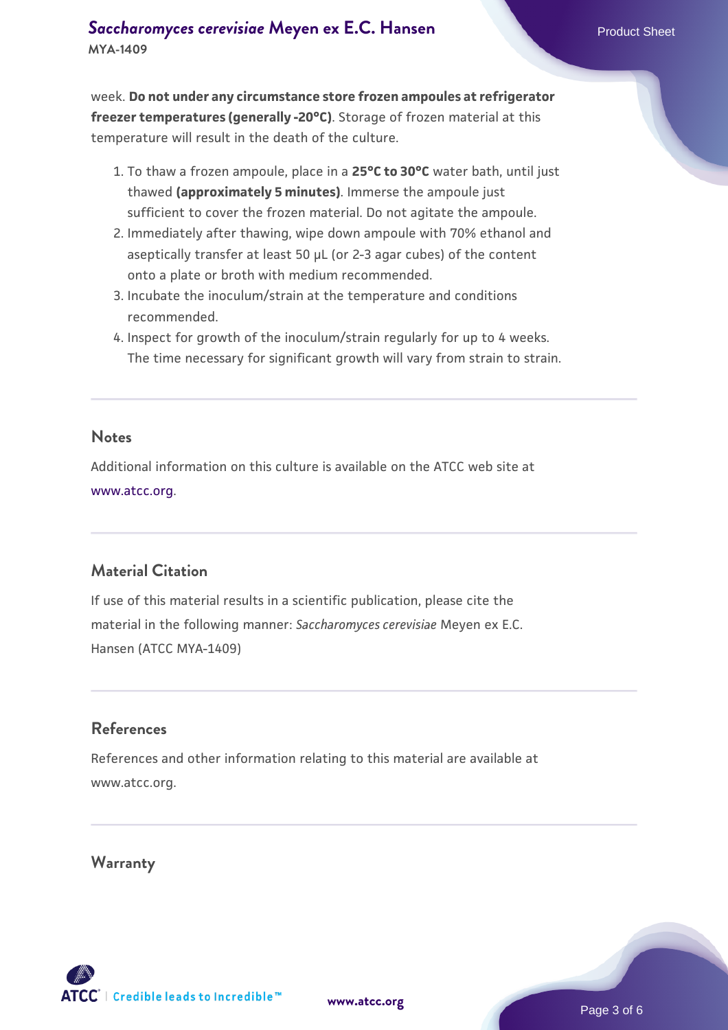week. **Do not under any circumstance store frozen ampoules at refrigerator freezer temperatures (generally -20°C)**. Storage of frozen material at this temperature will result in the death of the culture.

1. To thaw a frozen ampoule, place in a **25°C to 30°C** water bath, until just thawed **(approximately 5 minutes)**. Immerse the ampoule just sufficient to cover the frozen material. Do not agitate the ampoule.
2. Immediately after thawing, wipe down ampoule with 70% ethanol and aseptically transfer at least 50 µL (or 2-3 agar cubes) of the content onto a plate or broth with medium recommended.
3. Incubate the inoculum/strain at the temperature and conditions recommended.
4. Inspect for growth of the inoculum/strain regularly for up to 4 weeks. The time necessary for significant growth will vary from strain to strain.

## Notes

Additional information on this culture is available on the ATCC web site at www.atcc.org.

## Material Citation

If use of this material results in a scientific publication, please cite the material in the following manner: *Saccharomyces cerevisiae* Meyen ex E.C. Hansen (ATCC MYA-1409)

## References

References and other information relating to this material are available at www.atcc.org.

## Warranty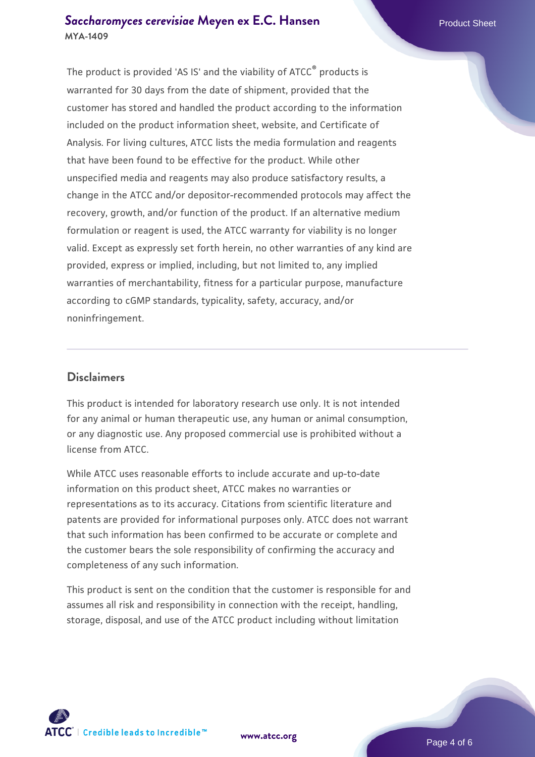The product is provided 'AS IS' and the viability of ATCC® products is warranted for 30 days from the date of shipment, provided that the customer has stored and handled the product according to the information included on the product information sheet, website, and Certificate of Analysis. For living cultures, ATCC lists the media formulation and reagents that have been found to be effective for the product. While other unspecified media and reagents may also produce satisfactory results, a change in the ATCC and/or depositor-recommended protocols may affect the recovery, growth, and/or function of the product. If an alternative medium formulation or reagent is used, the ATCC warranty for viability is no longer valid. Except as expressly set forth herein, no other warranties of any kind are provided, express or implied, including, but not limited to, any implied warranties of merchantability, fitness for a particular purpose, manufacture according to cGMP standards, typicality, safety, accuracy, and/or noninfringement.

## Disclaimers

This product is intended for laboratory research use only. It is not intended for any animal or human therapeutic use, any human or animal consumption, or any diagnostic use. Any proposed commercial use is prohibited without a license from ATCC.

While ATCC uses reasonable efforts to include accurate and up-to-date information on this product sheet, ATCC makes no warranties or representations as to its accuracy. Citations from scientific literature and patents are provided for informational purposes only. ATCC does not warrant that such information has been confirmed to be accurate or complete and the customer bears the sole responsibility of confirming the accuracy and completeness of any such information.

This product is sent on the condition that the customer is responsible for and assumes all risk and responsibility in connection with the receipt, handling, storage, disposal, and use of the ATCC product including without limitation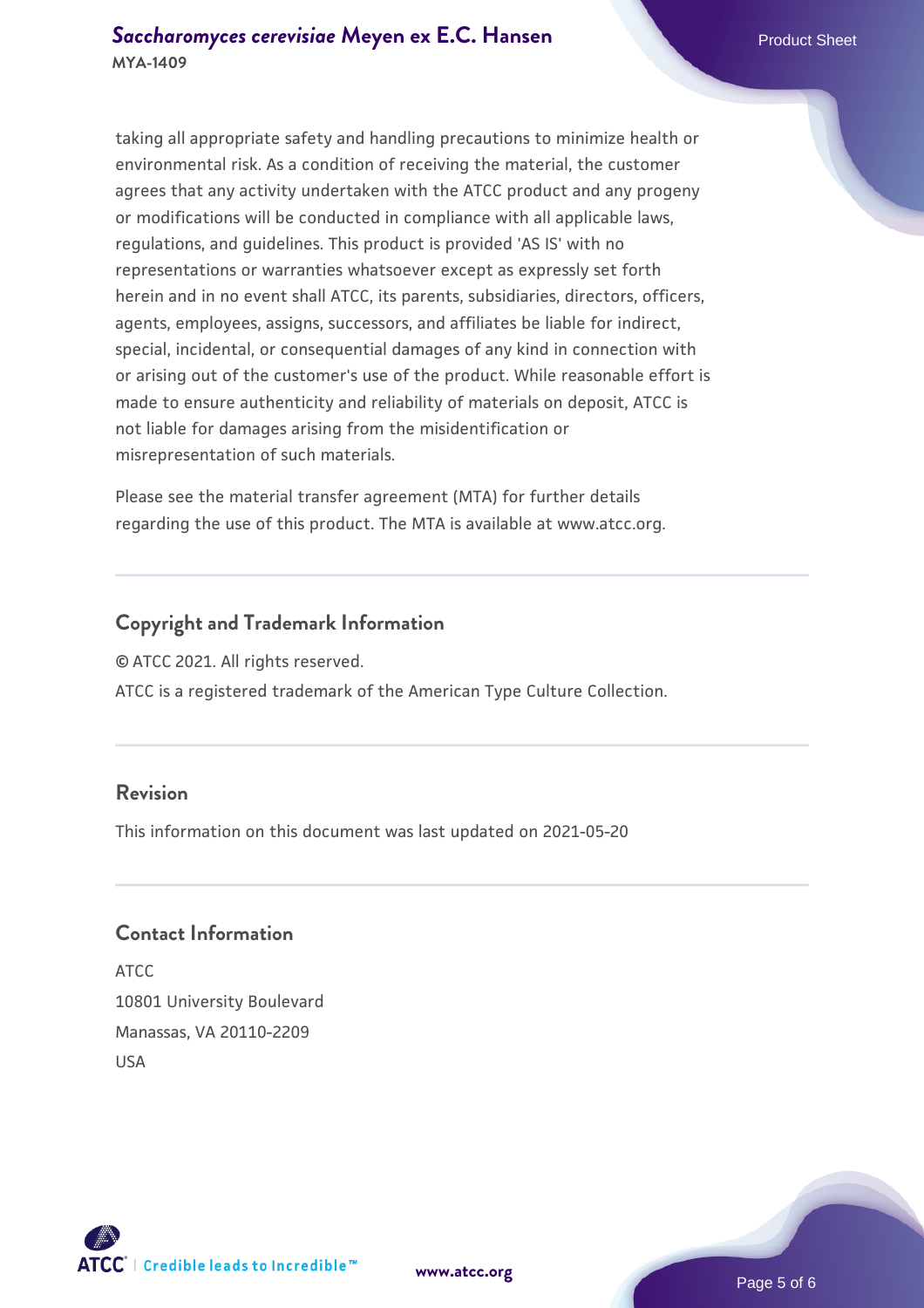taking all appropriate safety and handling precautions to minimize health or environmental risk. As a condition of receiving the material, the customer agrees that any activity undertaken with the ATCC product and any progeny or modifications will be conducted in compliance with all applicable laws, regulations, and guidelines. This product is provided 'AS IS' with no representations or warranties whatsoever except as expressly set forth herein and in no event shall ATCC, its parents, subsidiaries, directors, officers, agents, employees, assigns, successors, and affiliates be liable for indirect, special, incidental, or consequential damages of any kind in connection with or arising out of the customer's use of the product. While reasonable effort is made to ensure authenticity and reliability of materials on deposit, ATCC is not liable for damages arising from the misidentification or misrepresentation of such materials.

Please see the material transfer agreement (MTA) for further details regarding the use of this product. The MTA is available at www.atcc.org.

## Copyright and Trademark Information

© ATCC 2021. All rights reserved.

ATCC is a registered trademark of the American Type Culture Collection.

## Revision

This information on this document was last updated on 2021-05-20

## Contact Information

ATCC
10801 University Boulevard
Manassas, VA 20110-2209
USA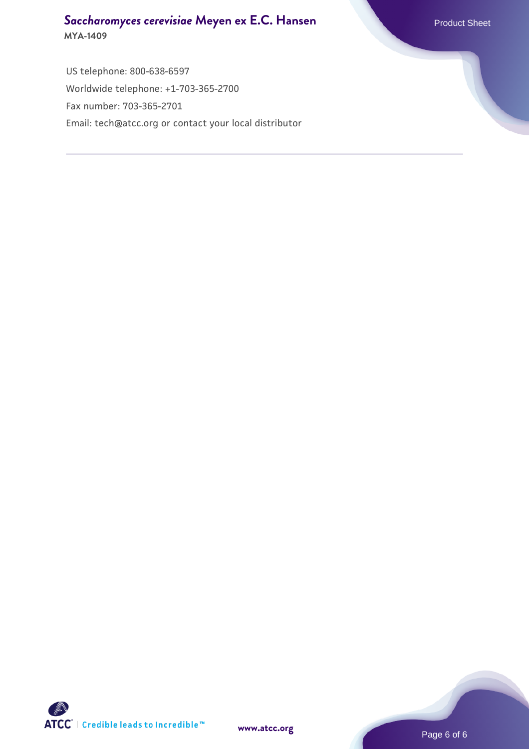US telephone: 800-638-6597

Worldwide telephone: +1-703-365-2700

Fax number: 703-365-2701

Email: tech@atcc.org or contact your local distributor